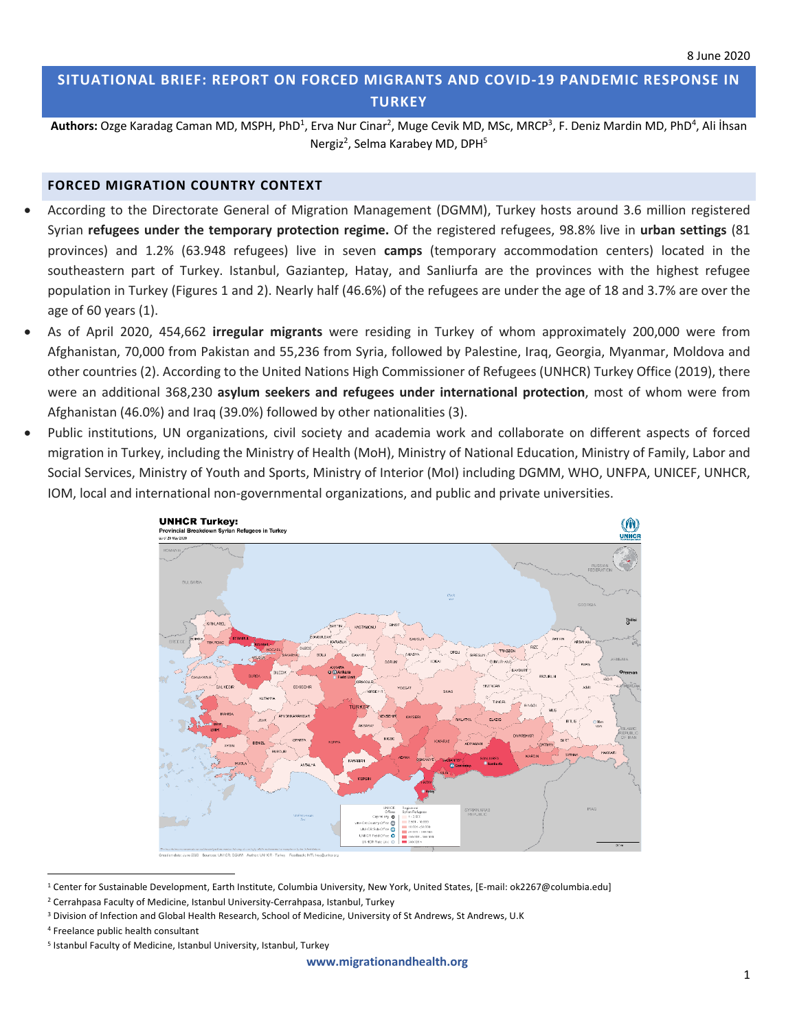8 June 2020

# SITUATIONAL BRIEF: REPORT ON FORCED MIGRANTS AND COVID-19 PANDEMIC RESPONSE IN TURKEY

**Authors:** Ozge Karadag Caman MD, MSPH, PhD[1], Erva Nur Cinar[2], Muge Cevik MD, MSc, MRCP[3], F. Deniz Mardin MD, PhD[4], Ali İhsan Nergiz[2], Selma Karabey MD, DPH[5]

## FORCED MIGRATION COUNTRY CONTEXT

- According to the Directorate General of Migration Management (DGMM), Turkey hosts around 3.6 million registered Syrian **refugees under the temporary protection regime.** Of the registered refugees, 98.8% live in **urban settings** (81 provinces) and 1.2% (63.948 refugees) live in seven **camps** (temporary accommodation centers) located in the southeastern part of Turkey. Istanbul, Gaziantep, Hatay, and Sanliurfa are the provinces with the highest refugee population in Turkey (Figures 1 and 2). Nearly half (46.6%) of the refugees are under the age of 18 and 3.7% are over the age of 60 years (1).
- As of April 2020, 454,662 **irregular migrants** were residing in Turkey of whom approximately 200,000 were from Afghanistan, 70,000 from Pakistan and 55,236 from Syria, followed by Palestine, Iraq, Georgia, Myanmar, Moldova and other countries (2). According to the United Nations High Commissioner of Refugees (UNHCR) Turkey Office (2019), there were an additional 368,230 **asylum seekers and refugees under international protection**, most of whom were from Afghanistan (46.0%) and Iraq (39.0%) followed by other nationalities (3).
- Public institutions, UN organizations, civil society and academia work and collaborate on different aspects of forced migration in Turkey, including the Ministry of Health (MoH), Ministry of National Education, Ministry of Family, Labor and Social Services, Ministry of Youth and Sports, Ministry of Interior (MoI) including DGMM, WHO, UNFPA, UNICEF, UNHCR, IOM, local and international non-governmental organizations, and public and private universities.

---

[1] Center for Sustainable Development, Earth Institute, Columbia University, New York, United States, [E-mail: ok2267@columbia.edu]

[2] Cerrahpasa Faculty of Medicine, Istanbul University-Cerrahpasa, Istanbul, Turkey

[3] Division of Infection and Global Health Research, School of Medicine, University of St Andrews, St Andrews, U.K

[4] Freelance public health consultant

[5] Istanbul Faculty of Medicine, Istanbul University, Istanbul, Turkey

www.migrationandhealth.org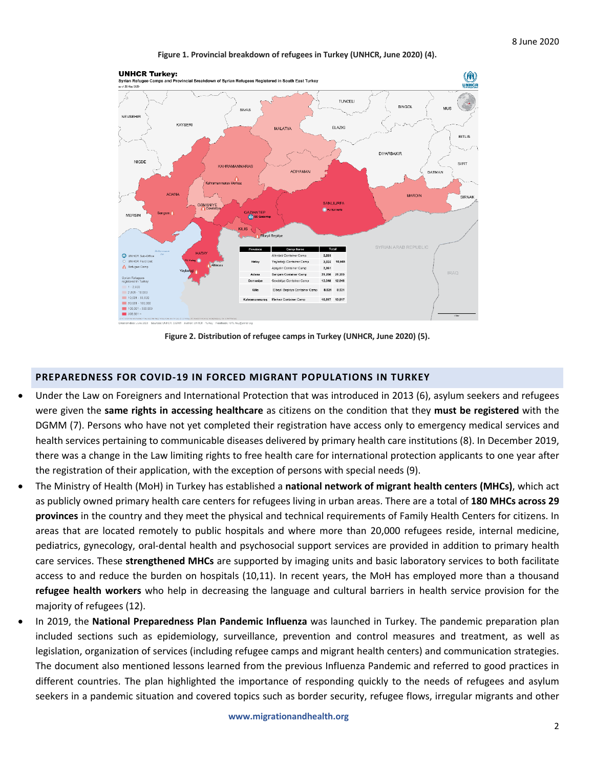Figure 1. Provincial breakdown of refugees in Turkey (UNHCR, June 2020) (4).

Figure 2. Distribution of refugee camps in Turkey (UNHCR, June 2020) (5).

## PREPAREDNESS FOR COVID-19 IN FORCED MIGRANT POPULATIONS IN TURKEY

- Under the Law on Foreigners and International Protection that was introduced in 2013 (6), asylum seekers and refugees were given the **same rights in accessing healthcare** as citizens on the condition that they **must be registered** with the DGMM (7). Persons who have not yet completed their registration have access only to emergency medical services and health services pertaining to communicable diseases delivered by primary health care institutions (8). In December 2019, there was a change in the Law limiting rights to free health care for international protection applicants to one year after the registration of their application, with the exception of persons with special needs (9).
- The Ministry of Health (MoH) in Turkey has established a **national network of migrant health centers (MHCs)**, which act as publicly owned primary health care centers for refugees living in urban areas. There are a total of **180 MHCs across 29 provinces** in the country and they meet the physical and technical requirements of Family Health Centers for citizens. In areas that are located remotely to public hospitals and where more than 20,000 refugees reside, internal medicine, pediatrics, gynecology, oral-dental health and psychosocial support services are provided in addition to primary health care services. These **strengthened MHCs** are supported by imaging units and basic laboratory services to both facilitate access to and reduce the burden on hospitals (10,11). In recent years, the MoH has employed more than a thousand **refugee health workers** who help in decreasing the language and cultural barriers in health service provision for the majority of refugees (12).
- In 2019, the **National Preparedness Plan Pandemic Influenza** was launched in Turkey. The pandemic preparation plan included sections such as epidemiology, surveillance, prevention and control measures and treatment, as well as legislation, organization of services (including refugee camps and migrant health centers) and communication strategies. The document also mentioned lessons learned from the previous Influenza Pandemic and referred to good practices in different countries. The plan highlighted the importance of responding quickly to the needs of refugees and asylum seekers in a pandemic situation and covered topics such as border security, refugee flows, irregular migrants and other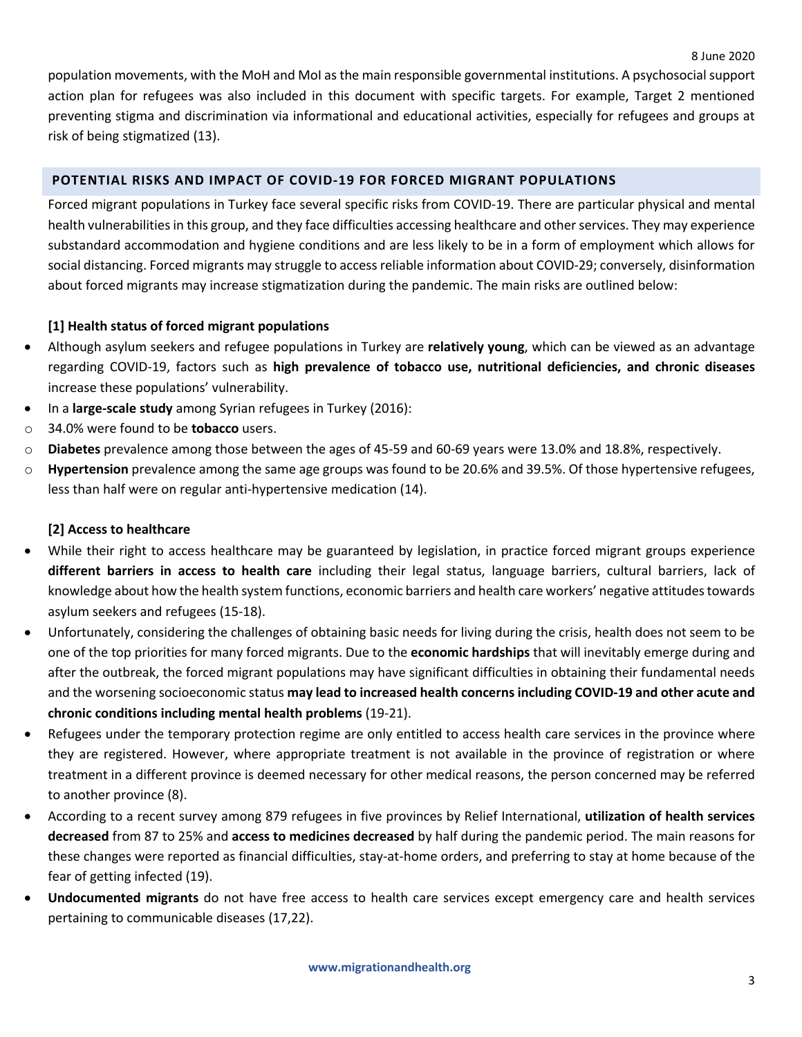population movements, with the MoH and MoI as the main responsible governmental institutions. A psychosocial support action plan for refugees was also included in this document with specific targets. For example, Target 2 mentioned preventing stigma and discrimination via informational and educational activities, especially for refugees and groups at risk of being stigmatized (13).

## POTENTIAL RISKS AND IMPACT OF COVID-19 FOR FORCED MIGRANT POPULATIONS

Forced migrant populations in Turkey face several specific risks from COVID-19. There are particular physical and mental health vulnerabilities in this group, and they face difficulties accessing healthcare and other services. They may experience substandard accommodation and hygiene conditions and are less likely to be in a form of employment which allows for social distancing. Forced migrants may struggle to access reliable information about COVID-29; conversely, disinformation about forced migrants may increase stigmatization during the pandemic. The main risks are outlined below:

### [1] Health status of forced migrant populations

- Although asylum seekers and refugee populations in Turkey are **relatively young**, which can be viewed as an advantage regarding COVID-19, factors such as **high prevalence of tobacco use, nutritional deficiencies, and chronic diseases** increase these populations' vulnerability.
- In a **large-scale study** among Syrian refugees in Turkey (2016):
  - 34.0% were found to be **tobacco** users.
  - **Diabetes** prevalence among those between the ages of 45-59 and 60-69 years were 13.0% and 18.8%, respectively.
  - **Hypertension** prevalence among the same age groups was found to be 20.6% and 39.5%. Of those hypertensive refugees, less than half were on regular anti-hypertensive medication (14).

### [2] Access to healthcare

- While their right to access healthcare may be guaranteed by legislation, in practice forced migrant groups experience **different barriers in access to health care** including their legal status, language barriers, cultural barriers, lack of knowledge about how the health system functions, economic barriers and health care workers' negative attitudes towards asylum seekers and refugees (15-18).
- Unfortunately, considering the challenges of obtaining basic needs for living during the crisis, health does not seem to be one of the top priorities for many forced migrants. Due to the **economic hardships** that will inevitably emerge during and after the outbreak, the forced migrant populations may have significant difficulties in obtaining their fundamental needs and the worsening socioeconomic status **may lead to increased health concerns including COVID-19 and other acute and chronic conditions including mental health problems** (19-21).
- Refugees under the temporary protection regime are only entitled to access health care services in the province where they are registered. However, where appropriate treatment is not available in the province of registration or where treatment in a different province is deemed necessary for other medical reasons, the person concerned may be referred to another province (8).
- According to a recent survey among 879 refugees in five provinces by Relief International, **utilization of health services decreased** from 87 to 25% and **access to medicines decreased** by half during the pandemic period. The main reasons for these changes were reported as financial difficulties, stay-at-home orders, and preferring to stay at home because of the fear of getting infected (19).
- **Undocumented migrants** do not have free access to health care services except emergency care and health services pertaining to communicable diseases (17,22).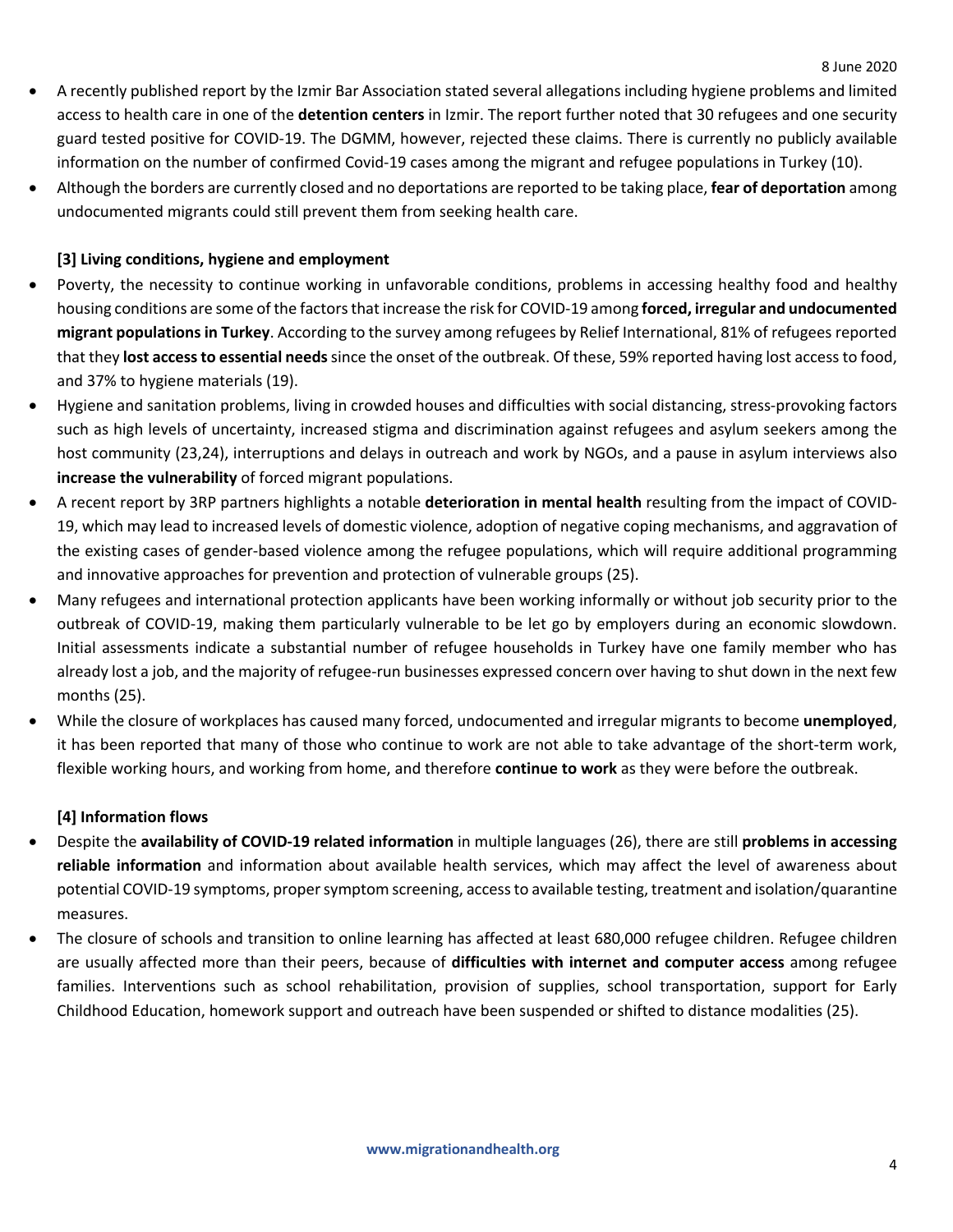- A recently published report by the Izmir Bar Association stated several allegations including hygiene problems and limited access to health care in one of the **detention centers** in Izmir. The report further noted that 30 refugees and one security guard tested positive for COVID-19. The DGMM, however, rejected these claims. There is currently no publicly available information on the number of confirmed Covid-19 cases among the migrant and refugee populations in Turkey (10).
- Although the borders are currently closed and no deportations are reported to be taking place, **fear of deportation** among undocumented migrants could still prevent them from seeking health care.

**[3] Living conditions, hygiene and employment**

- Poverty, the necessity to continue working in unfavorable conditions, problems in accessing healthy food and healthy housing conditions are some of the factors that increase the risk for COVID-19 among **forced, irregular and undocumented migrant populations in Turkey**. According to the survey among refugees by Relief International, 81% of refugees reported that they **lost access to essential needs** since the onset of the outbreak. Of these, 59% reported having lost access to food, and 37% to hygiene materials (19).
- Hygiene and sanitation problems, living in crowded houses and difficulties with social distancing, stress-provoking factors such as high levels of uncertainty, increased stigma and discrimination against refugees and asylum seekers among the host community (23,24), interruptions and delays in outreach and work by NGOs, and a pause in asylum interviews also **increase the vulnerability** of forced migrant populations.
- A recent report by 3RP partners highlights a notable **deterioration in mental health** resulting from the impact of COVID-19, which may lead to increased levels of domestic violence, adoption of negative coping mechanisms, and aggravation of the existing cases of gender-based violence among the refugee populations, which will require additional programming and innovative approaches for prevention and protection of vulnerable groups (25).
- Many refugees and international protection applicants have been working informally or without job security prior to the outbreak of COVID-19, making them particularly vulnerable to be let go by employers during an economic slowdown. Initial assessments indicate a substantial number of refugee households in Turkey have one family member who has already lost a job, and the majority of refugee-run businesses expressed concern over having to shut down in the next few months (25).
- While the closure of workplaces has caused many forced, undocumented and irregular migrants to become **unemployed**, it has been reported that many of those who continue to work are not able to take advantage of the short-term work, flexible working hours, and working from home, and therefore **continue to work** as they were before the outbreak.

**[4] Information flows**

- Despite the **availability of COVID-19 related information** in multiple languages (26), there are still **problems in accessing reliable information** and information about available health services, which may affect the level of awareness about potential COVID-19 symptoms, proper symptom screening, access to available testing, treatment and isolation/quarantine measures.
- The closure of schools and transition to online learning has affected at least 680,000 refugee children. Refugee children are usually affected more than their peers, because of **difficulties with internet and computer access** among refugee families. Interventions such as school rehabilitation, provision of supplies, school transportation, support for Early Childhood Education, homework support and outreach have been suspended or shifted to distance modalities (25).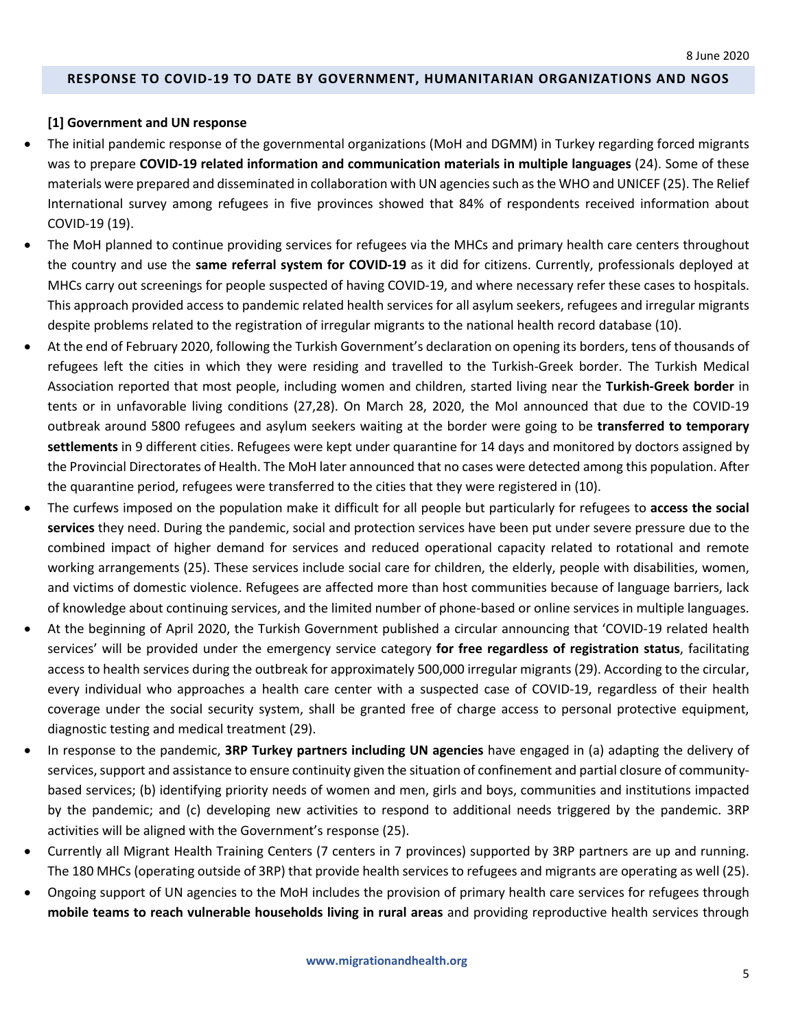8 June 2020

## RESPONSE TO COVID-19 TO DATE BY GOVERNMENT, HUMANITARIAN ORGANIZATIONS AND NGOS

**[1] Government and UN response**

- The initial pandemic response of the governmental organizations (MoH and DGMM) in Turkey regarding forced migrants was to prepare **COVID-19 related information and communication materials in multiple languages** (24). Some of these materials were prepared and disseminated in collaboration with UN agencies such as the WHO and UNICEF (25). The Relief International survey among refugees in five provinces showed that 84% of respondents received information about COVID-19 (19).
- The MoH planned to continue providing services for refugees via the MHCs and primary health care centers throughout the country and use the **same referral system for COVID-19** as it did for citizens. Currently, professionals deployed at MHCs carry out screenings for people suspected of having COVID-19, and where necessary refer these cases to hospitals. This approach provided access to pandemic related health services for all asylum seekers, refugees and irregular migrants despite problems related to the registration of irregular migrants to the national health record database (10).
- At the end of February 2020, following the Turkish Government's declaration on opening its borders, tens of thousands of refugees left the cities in which they were residing and travelled to the Turkish-Greek border. The Turkish Medical Association reported that most people, including women and children, started living near the **Turkish-Greek border** in tents or in unfavorable living conditions (27,28). On March 28, 2020, the MoI announced that due to the COVID-19 outbreak around 5800 refugees and asylum seekers waiting at the border were going to be **transferred to temporary settlements** in 9 different cities. Refugees were kept under quarantine for 14 days and monitored by doctors assigned by the Provincial Directorates of Health. The MoH later announced that no cases were detected among this population. After the quarantine period, refugees were transferred to the cities that they were registered in (10).
- The curfews imposed on the population make it difficult for all people but particularly for refugees to **access the social services** they need. During the pandemic, social and protection services have been put under severe pressure due to the combined impact of higher demand for services and reduced operational capacity related to rotational and remote working arrangements (25). These services include social care for children, the elderly, people with disabilities, women, and victims of domestic violence. Refugees are affected more than host communities because of language barriers, lack of knowledge about continuing services, and the limited number of phone-based or online services in multiple languages.
- At the beginning of April 2020, the Turkish Government published a circular announcing that 'COVID-19 related health services' will be provided under the emergency service category **for free regardless of registration status**, facilitating access to health services during the outbreak for approximately 500,000 irregular migrants (29). According to the circular, every individual who approaches a health care center with a suspected case of COVID-19, regardless of their health coverage under the social security system, shall be granted free of charge access to personal protective equipment, diagnostic testing and medical treatment (29).
- In response to the pandemic, **3RP Turkey partners including UN agencies** have engaged in (a) adapting the delivery of services, support and assistance to ensure continuity given the situation of confinement and partial closure of community-based services; (b) identifying priority needs of women and men, girls and boys, communities and institutions impacted by the pandemic; and (c) developing new activities to respond to additional needs triggered by the pandemic. 3RP activities will be aligned with the Government's response (25).
- Currently all Migrant Health Training Centers (7 centers in 7 provinces) supported by 3RP partners are up and running. The 180 MHCs (operating outside of 3RP) that provide health services to refugees and migrants are operating as well (25).
- Ongoing support of UN agencies to the MoH includes the provision of primary health care services for refugees through **mobile teams to reach vulnerable households living in rural areas** and providing reproductive health services through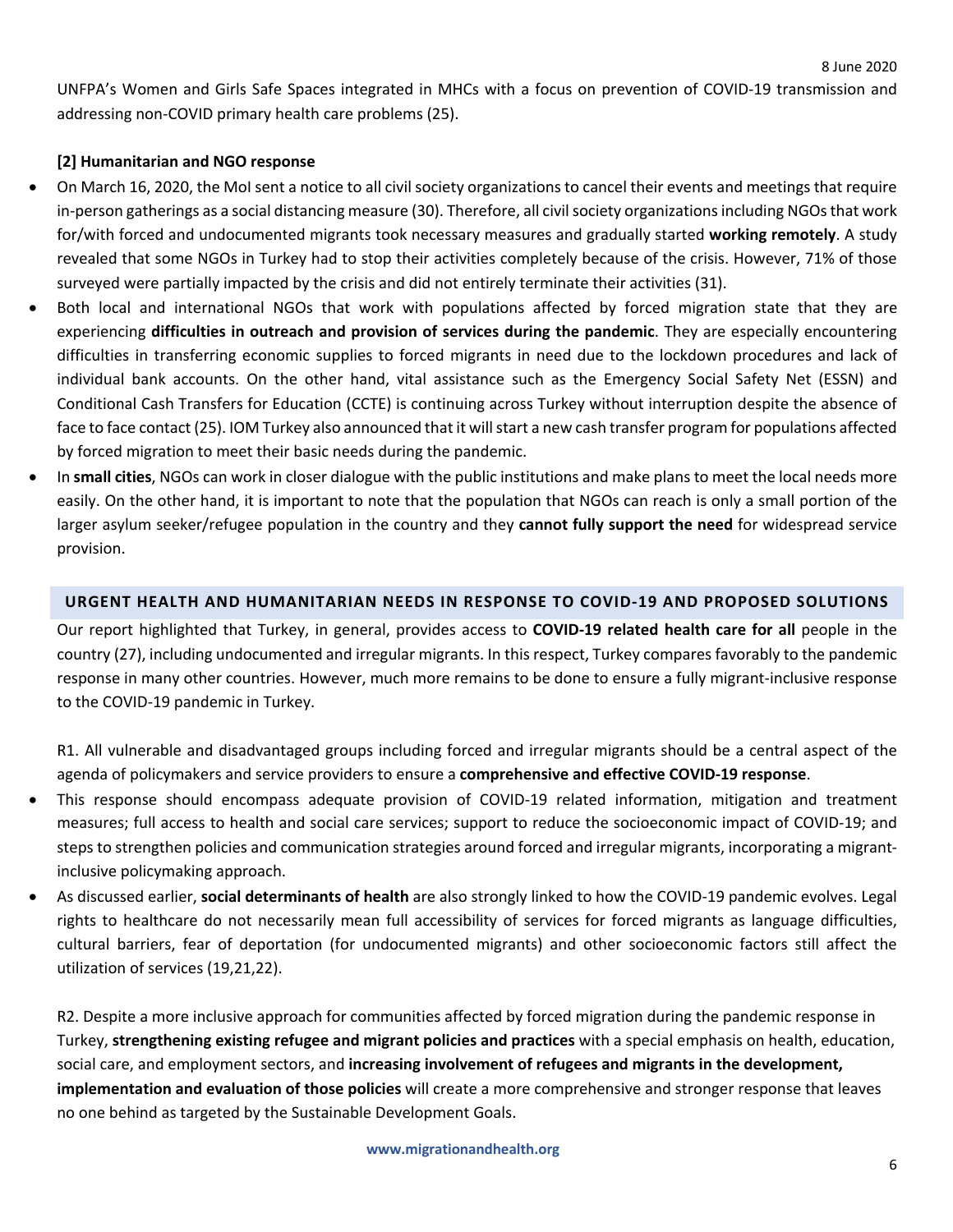UNFPA's Women and Girls Safe Spaces integrated in MHCs with a focus on prevention of COVID-19 transmission and addressing non-COVID primary health care problems (25).

**[2] Humanitarian and NGO response**

- On March 16, 2020, the MoI sent a notice to all civil society organizations to cancel their events and meetings that require in-person gatherings as a social distancing measure (30). Therefore, all civil society organizations including NGOs that work for/with forced and undocumented migrants took necessary measures and gradually started **working remotely**. A study revealed that some NGOs in Turkey had to stop their activities completely because of the crisis. However, 71% of those surveyed were partially impacted by the crisis and did not entirely terminate their activities (31).
- Both local and international NGOs that work with populations affected by forced migration state that they are experiencing **difficulties in outreach and provision of services during the pandemic**. They are especially encountering difficulties in transferring economic supplies to forced migrants in need due to the lockdown procedures and lack of individual bank accounts. On the other hand, vital assistance such as the Emergency Social Safety Net (ESSN) and Conditional Cash Transfers for Education (CCTE) is continuing across Turkey without interruption despite the absence of face to face contact (25). IOM Turkey also announced that it will start a new cash transfer program for populations affected by forced migration to meet their basic needs during the pandemic.
- In **small cities**, NGOs can work in closer dialogue with the public institutions and make plans to meet the local needs more easily. On the other hand, it is important to note that the population that NGOs can reach is only a small portion of the larger asylum seeker/refugee population in the country and they **cannot fully support the need** for widespread service provision.

## URGENT HEALTH AND HUMANITARIAN NEEDS IN RESPONSE TO COVID-19 AND PROPOSED SOLUTIONS

Our report highlighted that Turkey, in general, provides access to **COVID-19 related health care for all** people in the country (27), including undocumented and irregular migrants. In this respect, Turkey compares favorably to the pandemic response in many other countries. However, much more remains to be done to ensure a fully migrant-inclusive response to the COVID-19 pandemic in Turkey.

R1. All vulnerable and disadvantaged groups including forced and irregular migrants should be a central aspect of the agenda of policymakers and service providers to ensure a **comprehensive and effective COVID-19 response**.

- This response should encompass adequate provision of COVID-19 related information, mitigation and treatment measures; full access to health and social care services; support to reduce the socioeconomic impact of COVID-19; and steps to strengthen policies and communication strategies around forced and irregular migrants, incorporating a migrant-inclusive policymaking approach.
- As discussed earlier, **social determinants of health** are also strongly linked to how the COVID-19 pandemic evolves. Legal rights to healthcare do not necessarily mean full accessibility of services for forced migrants as language difficulties, cultural barriers, fear of deportation (for undocumented migrants) and other socioeconomic factors still affect the utilization of services (19,21,22).

R2. Despite a more inclusive approach for communities affected by forced migration during the pandemic response in Turkey, **strengthening existing refugee and migrant policies and practices** with a special emphasis on health, education, social care, and employment sectors, and **increasing involvement of refugees and migrants in the development, implementation and evaluation of those policies** will create a more comprehensive and stronger response that leaves no one behind as targeted by the Sustainable Development Goals.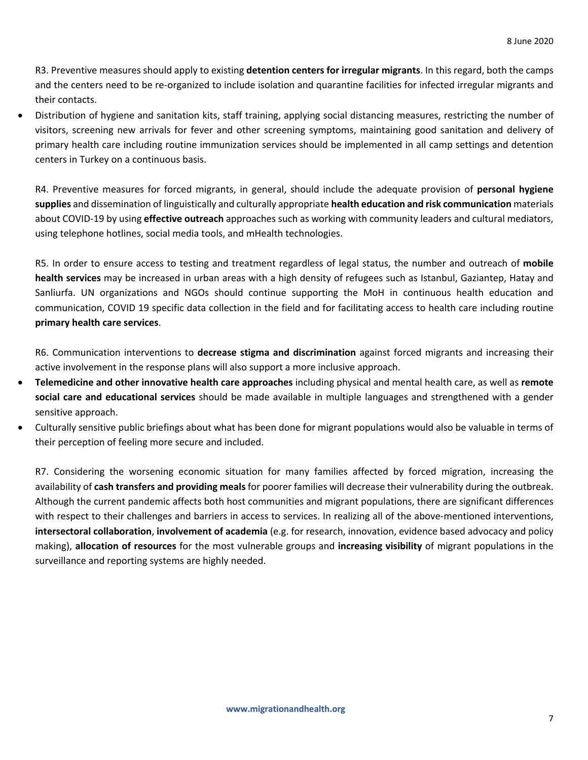R3. Preventive measures should apply to existing **detention centers for irregular migrants**. In this regard, both the camps and the centers need to be re-organized to include isolation and quarantine facilities for infected irregular migrants and their contacts.

- Distribution of hygiene and sanitation kits, staff training, applying social distancing measures, restricting the number of visitors, screening new arrivals for fever and other screening symptoms, maintaining good sanitation and delivery of primary health care including routine immunization services should be implemented in all camp settings and detention centers in Turkey on a continuous basis.

R4. Preventive measures for forced migrants, in general, should include the adequate provision of **personal hygiene supplies** and dissemination of linguistically and culturally appropriate **health education and risk communication** materials about COVID-19 by using **effective outreach** approaches such as working with community leaders and cultural mediators, using telephone hotlines, social media tools, and mHealth technologies.

R5. In order to ensure access to testing and treatment regardless of legal status, the number and outreach of **mobile health services** may be increased in urban areas with a high density of refugees such as Istanbul, Gaziantep, Hatay and Sanliurfa. UN organizations and NGOs should continue supporting the MoH in continuous health education and communication, COVID 19 specific data collection in the field and for facilitating access to health care including routine **primary health care services**.

R6. Communication interventions to **decrease stigma and discrimination** against forced migrants and increasing their active involvement in the response plans will also support a more inclusive approach.

- **Telemedicine and other innovative health care approaches** including physical and mental health care, as well as **remote social care and educational services** should be made available in multiple languages and strengthened with a gender sensitive approach.
- Culturally sensitive public briefings about what has been done for migrant populations would also be valuable in terms of their perception of feeling more secure and included.

R7. Considering the worsening economic situation for many families affected by forced migration, increasing the availability of **cash transfers and providing meals** for poorer families will decrease their vulnerability during the outbreak. Although the current pandemic affects both host communities and migrant populations, there are significant differences with respect to their challenges and barriers in access to services. In realizing all of the above-mentioned interventions, **intersectoral collaboration**, **involvement of academia** (e.g. for research, innovation, evidence based advocacy and policy making), **allocation of resources** for the most vulnerable groups and **increasing visibility** of migrant populations in the surveillance and reporting systems are highly needed.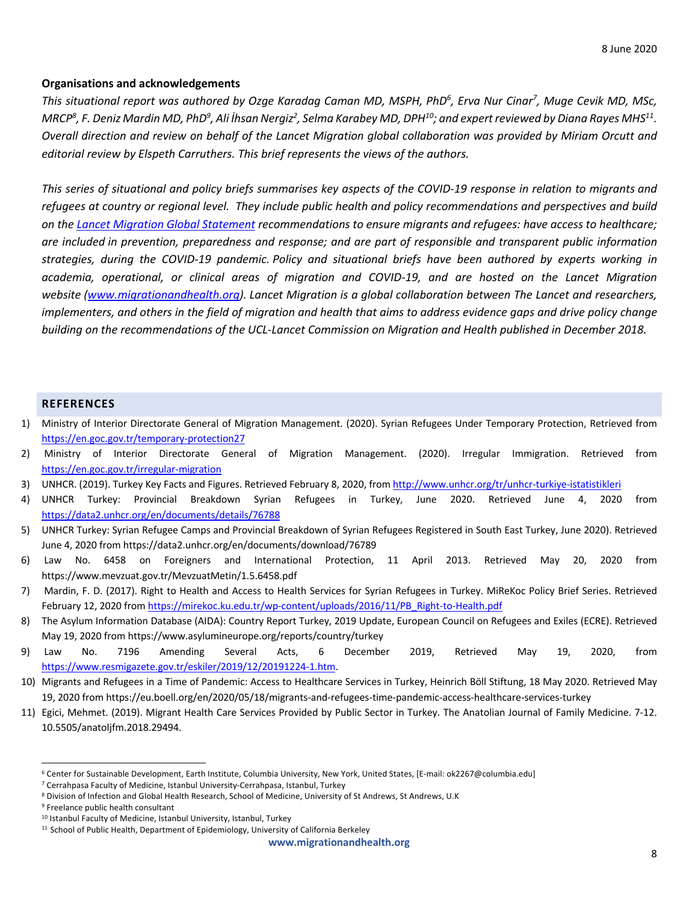8 June 2020

**Organisations and acknowledgements**

*This situational report was authored by Ozge Karadag Caman MD, MSPH, PhD[6], Erva Nur Cinar[7], Muge Cevik MD, MSc, MRCP[8], F. Deniz Mardin MD, PhD[9], Ali İhsan Nergiz[2], Selma Karabey MD, DPH[10]; and expert reviewed by Diana Rayes MHS[11]. Overall direction and review on behalf of the Lancet Migration global collaboration was provided by Miriam Orcutt and editorial review by Elspeth Carruthers. This brief represents the views of the authors.*

*This series of situational and policy briefs summarises key aspects of the COVID-19 response in relation to migrants and refugees at country or regional level. They include public health and policy recommendations and perspectives and build on the [Lancet Migration Global Statement](#) recommendations to ensure migrants and refugees: have access to healthcare; are included in prevention, preparedness and response; and are part of responsible and transparent public information strategies, during the COVID-19 pandemic. Policy and situational briefs have been authored by experts working in academia, operational, or clinical areas of migration and COVID-19, and are hosted on the Lancet Migration website (www.migrationandhealth.org). Lancet Migration is a global collaboration between The Lancet and researchers, implementers, and others in the field of migration and health that aims to address evidence gaps and drive policy change building on the recommendations of the UCL-Lancet Commission on Migration and Health published in December 2018.*

## REFERENCES

1) Ministry of Interior Directorate General of Migration Management. (2020). Syrian Refugees Under Temporary Protection, Retrieved from https://en.goc.gov.tr/temporary-protection27
2) Ministry of Interior Directorate General of Migration Management. (2020). Irregular Immigration. Retrieved from https://en.goc.gov.tr/irregular-migration
3) UNHCR. (2019). Turkey Key Facts and Figures. Retrieved February 8, 2020, from http://www.unhcr.org/tr/unhcr-turkiye-istatistikleri
4) UNHCR Turkey: Provincial Breakdown Syrian Refugees in Turkey, June 2020. Retrieved June 4, 2020 from https://data2.unhcr.org/en/documents/details/76788
5) UNHCR Turkey: Syrian Refugee Camps and Provincial Breakdown of Syrian Refugees Registered in South East Turkey, June 2020). Retrieved June 4, 2020 from https://data2.unhcr.org/en/documents/download/76789
6) Law No. 6458 on Foreigners and International Protection, 11 April 2013. Retrieved May 20, 2020 from https://www.mevzuat.gov.tr/MevzuatMetin/1.5.6458.pdf
7) Mardin, F. D. (2017). Right to Health and Access to Health Services for Syrian Refugees in Turkey. MiReKoc Policy Brief Series. Retrieved February 12, 2020 from https://mirekoc.ku.edu.tr/wp-content/uploads/2016/11/PB_Right-to-Health.pdf
8) The Asylum Information Database (AIDA): Country Report Turkey, 2019 Update, European Council on Refugees and Exiles (ECRE). Retrieved May 19, 2020 from https://www.asylumineurope.org/reports/country/turkey
9) Law No. 7196 Amending Several Acts, 6 December 2019, Retrieved May 19, 2020, from https://www.resmigazete.gov.tr/eskiler/2019/12/20191224-1.htm.
10) Migrants and Refugees in a Time of Pandemic: Access to Healthcare Services in Turkey, Heinrich Böll Stiftung, 18 May 2020. Retrieved May 19, 2020 from https://eu.boell.org/en/2020/05/18/migrants-and-refugees-time-pandemic-access-healthcare-services-turkey
11) Egici, Mehmet. (2019). Migrant Health Care Services Provided by Public Sector in Turkey. The Anatolian Journal of Family Medicine. 7-12. 10.5505/anatoljfm.2018.29494.

---

[6] Center for Sustainable Development, Earth Institute, Columbia University, New York, United States, [E-mail: ok2267@columbia.edu]

[7] Cerrahpasa Faculty of Medicine, Istanbul University-Cerrahpasa, Istanbul, Turkey

[8] Division of Infection and Global Health Research, School of Medicine, University of St Andrews, St Andrews, U.K

[9] Freelance public health consultant

[10] Istanbul Faculty of Medicine, Istanbul University, Istanbul, Turkey

[11] School of Public Health, Department of Epidemiology, University of California Berkeley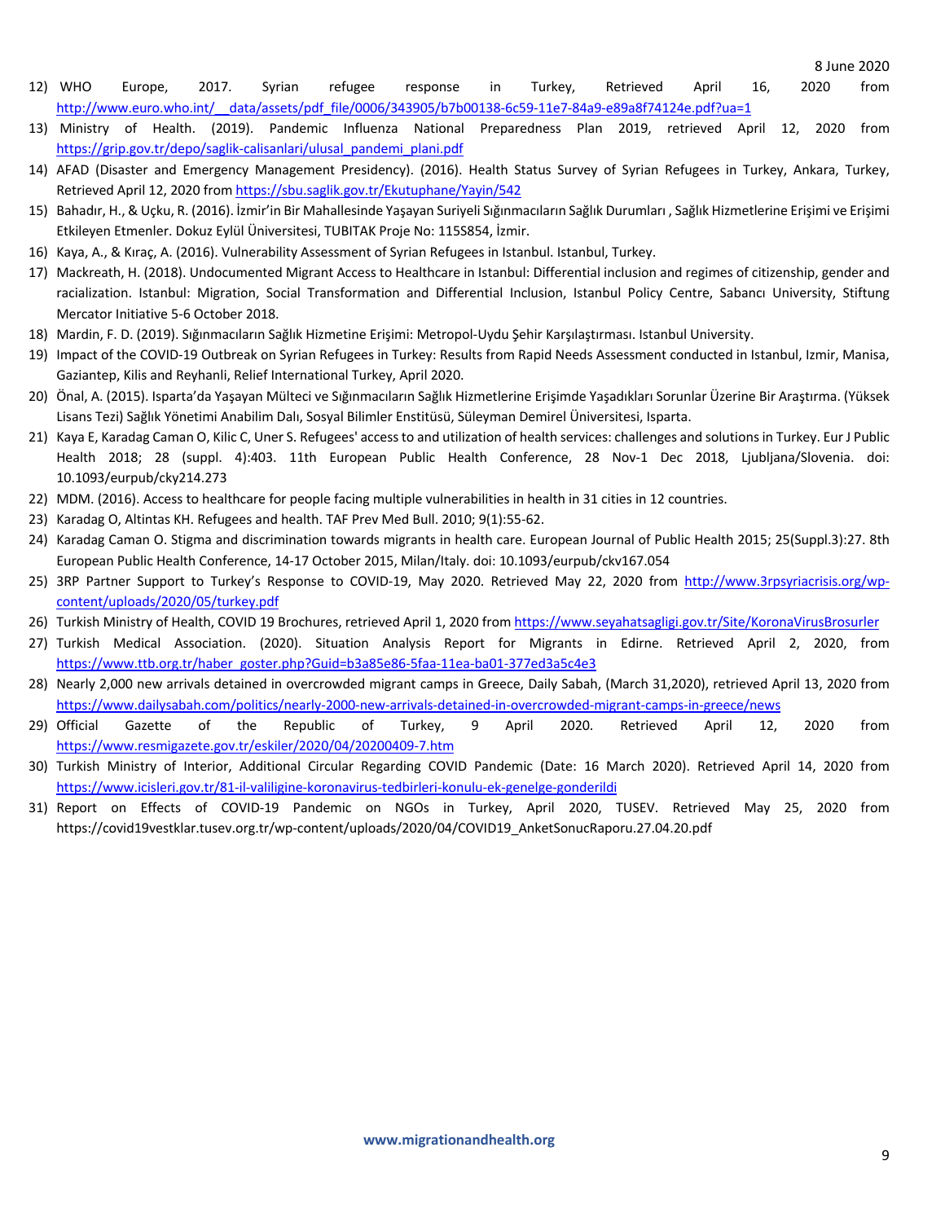12) WHO Europe, 2017. Syrian refugee response in Turkey, Retrieved April 16, 2020 from http://www.euro.who.int/__data/assets/pdf_file/0006/343905/b7b00138-6c59-11e7-84a9-e89a8f74124e.pdf?ua=1
13) Ministry of Health. (2019). Pandemic Influenza National Preparedness Plan 2019, retrieved April 12, 2020 from https://grip.gov.tr/depo/saglik-calisanlari/ulusal_pandemi_plani.pdf
14) AFAD (Disaster and Emergency Management Presidency). (2016). Health Status Survey of Syrian Refugees in Turkey, Ankara, Turkey, Retrieved April 12, 2020 from https://sbu.saglik.gov.tr/Ekutuphane/Yayin/542
15) Bahadır, H., & Uçku, R. (2016). İzmir'in Bir Mahallesinde Yaşayan Suriyeli Sığınmacıların Sağlık Durumları , Sağlık Hizmetlerine Erişimi ve Erişimi Etkileyen Etmenler. Dokuz Eylül Üniversitesi, TUBITAK Proje No: 115S854, İzmir.
16) Kaya, A., & Kıraç, A. (2016). Vulnerability Assessment of Syrian Refugees in Istanbul. Istanbul, Turkey.
17) Mackreath, H. (2018). Undocumented Migrant Access to Healthcare in Istanbul: Differential inclusion and regimes of citizenship, gender and racialization. Istanbul: Migration, Social Transformation and Differential Inclusion, Istanbul Policy Centre, Sabancı University, Stiftung Mercator Initiative 5-6 October 2018.
18) Mardin, F. D. (2019). Sığınmacıların Sağlık Hizmetine Erişimi: Metropol-Uydu Şehir Karşılaştırması. Istanbul University.
19) Impact of the COVID-19 Outbreak on Syrian Refugees in Turkey: Results from Rapid Needs Assessment conducted in Istanbul, Izmir, Manisa, Gaziantep, Kilis and Reyhanli, Relief International Turkey, April 2020.
20) Önal, A. (2015). Isparta'da Yaşayan Mülteci ve Sığınmacıların Sağlık Hizmetlerine Erişimde Yaşadıkları Sorunlar Üzerine Bir Araştırma. (Yüksek Lisans Tezi) Sağlık Yönetimi Anabilim Dalı, Sosyal Bilimler Enstitüsü, Süleyman Demirel Üniversitesi, Isparta.
21) Kaya E, Karadag Caman O, Kilic C, Uner S. Refugees' access to and utilization of health services: challenges and solutions in Turkey. Eur J Public Health 2018; 28 (suppl. 4):403. 11th European Public Health Conference, 28 Nov-1 Dec 2018, Ljubljana/Slovenia. doi: 10.1093/eurpub/cky214.273
22) MDM. (2016). Access to healthcare for people facing multiple vulnerabilities in health in 31 cities in 12 countries.
23) Karadag O, Altintas KH. Refugees and health. TAF Prev Med Bull. 2010; 9(1):55-62.
24) Karadag Caman O. Stigma and discrimination towards migrants in health care. European Journal of Public Health 2015; 25(Suppl.3):27. 8th European Public Health Conference, 14-17 October 2015, Milan/Italy. doi: 10.1093/eurpub/ckv167.054
25) 3RP Partner Support to Turkey's Response to COVID-19, May 2020. Retrieved May 22, 2020 from http://www.3rpsyriacrisis.org/wp-content/uploads/2020/05/turkey.pdf
26) Turkish Ministry of Health, COVID 19 Brochures, retrieved April 1, 2020 from https://www.seyahatsagligi.gov.tr/Site/KoronaVirusBrosurler
27) Turkish Medical Association. (2020). Situation Analysis Report for Migrants in Edirne. Retrieved April 2, 2020, from https://www.ttb.org.tr/haber_goster.php?Guid=b3a85e86-5faa-11ea-ba01-377ed3a5c4e3
28) Nearly 2,000 new arrivals detained in overcrowded migrant camps in Greece, Daily Sabah, (March 31,2020), retrieved April 13, 2020 from https://www.dailysabah.com/politics/nearly-2000-new-arrivals-detained-in-overcrowded-migrant-camps-in-greece/news
29) Official Gazette of the Republic of Turkey, 9 April 2020. Retrieved April 12, 2020 from https://www.resmigazete.gov.tr/eskiler/2020/04/20200409-7.htm
30) Turkish Ministry of Interior, Additional Circular Regarding COVID Pandemic (Date: 16 March 2020). Retrieved April 14, 2020 from https://www.icisleri.gov.tr/81-il-valiligine-koronavirus-tedbirleri-konulu-ek-genelge-gonderildi
31) Report on Effects of COVID-19 Pandemic on NGOs in Turkey, April 2020, TUSEV. Retrieved May 25, 2020 from https://covid19vestklar.tusev.org.tr/wp-content/uploads/2020/04/COVID19_AnketSonucRaporu.27.04.20.pdf